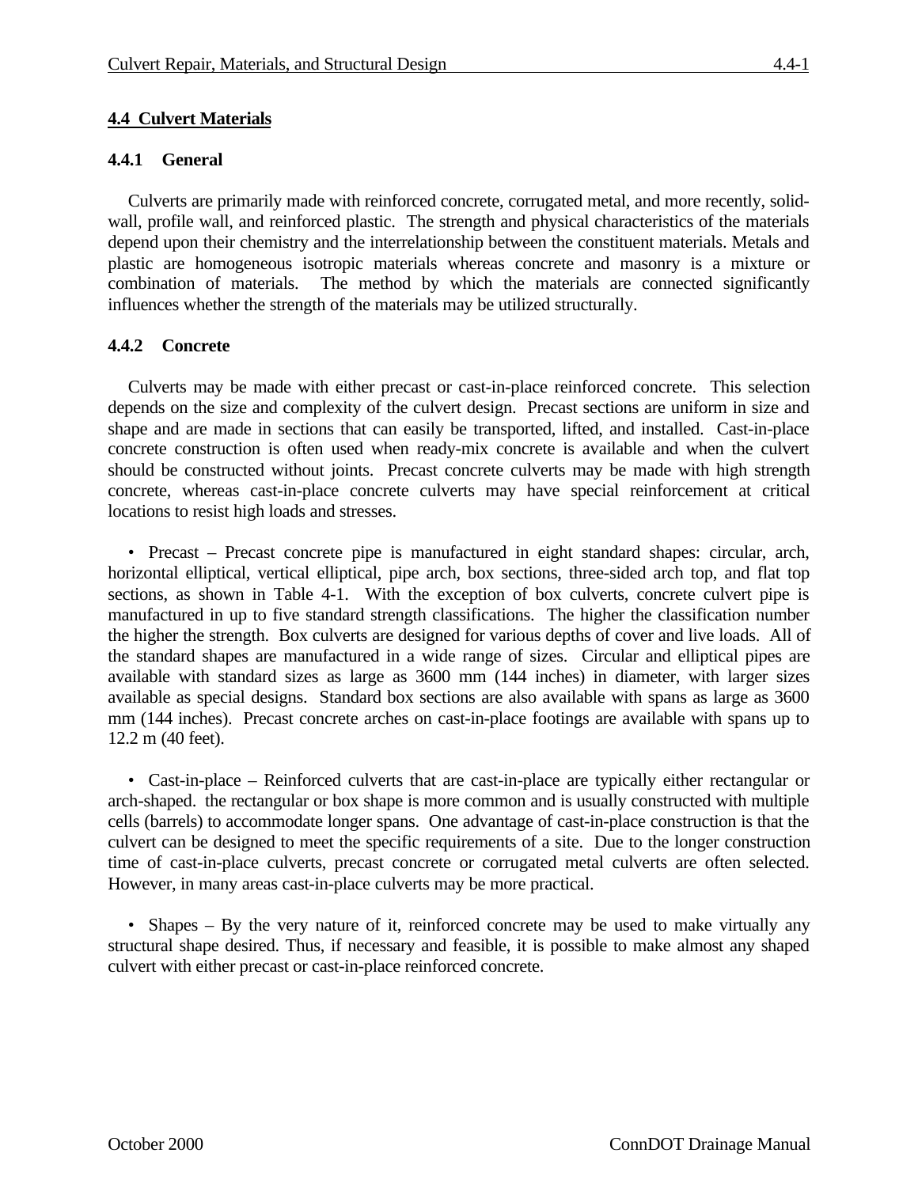## 4.4 Culvert Materials

### 4.4.1 General

Culverts are primarily made with reinforced concrete, corrugated metal, and more recently, solid-wall, profile wall, and reinforced plastic. The strength and physical characteristics of the materials depend upon their chemistry and the interrelationship between the constituent materials. Metals and plastic are homogeneous isotropic materials whereas concrete and masonry is a mixture or combination of materials. The method by which the materials are connected significantly influences whether the strength of the materials may be utilized structurally.

### 4.4.2 Concrete

Culverts may be made with either precast or cast-in-place reinforced concrete. This selection depends on the size and complexity of the culvert design. Precast sections are uniform in size and shape and are made in sections that can easily be transported, lifted, and installed. Cast-in-place concrete construction is often used when ready-mix concrete is available and when the culvert should be constructed without joints. Precast concrete culverts may be made with high strength concrete, whereas cast-in-place concrete culverts may have special reinforcement at critical locations to resist high loads and stresses.

- Precast – Precast concrete pipe is manufactured in eight standard shapes: circular, arch, horizontal elliptical, vertical elliptical, pipe arch, box sections, three-sided arch top, and flat top sections, as shown in Table 4-1. With the exception of box culverts, concrete culvert pipe is manufactured in up to five standard strength classifications. The higher the classification number the higher the strength. Box culverts are designed for various depths of cover and live loads. All of the standard shapes are manufactured in a wide range of sizes. Circular and elliptical pipes are available with standard sizes as large as 3600 mm (144 inches) in diameter, with larger sizes available as special designs. Standard box sections are also available with spans as large as 3600 mm (144 inches). Precast concrete arches on cast-in-place footings are available with spans up to 12.2 m (40 feet).

- Cast-in-place – Reinforced culverts that are cast-in-place are typically either rectangular or arch-shaped. the rectangular or box shape is more common and is usually constructed with multiple cells (barrels) to accommodate longer spans. One advantage of cast-in-place construction is that the culvert can be designed to meet the specific requirements of a site. Due to the longer construction time of cast-in-place culverts, precast concrete or corrugated metal culverts are often selected. However, in many areas cast-in-place culverts may be more practical.

- Shapes – By the very nature of it, reinforced concrete may be used to make virtually any structural shape desired. Thus, if necessary and feasible, it is possible to make almost any shaped culvert with either precast or cast-in-place reinforced concrete.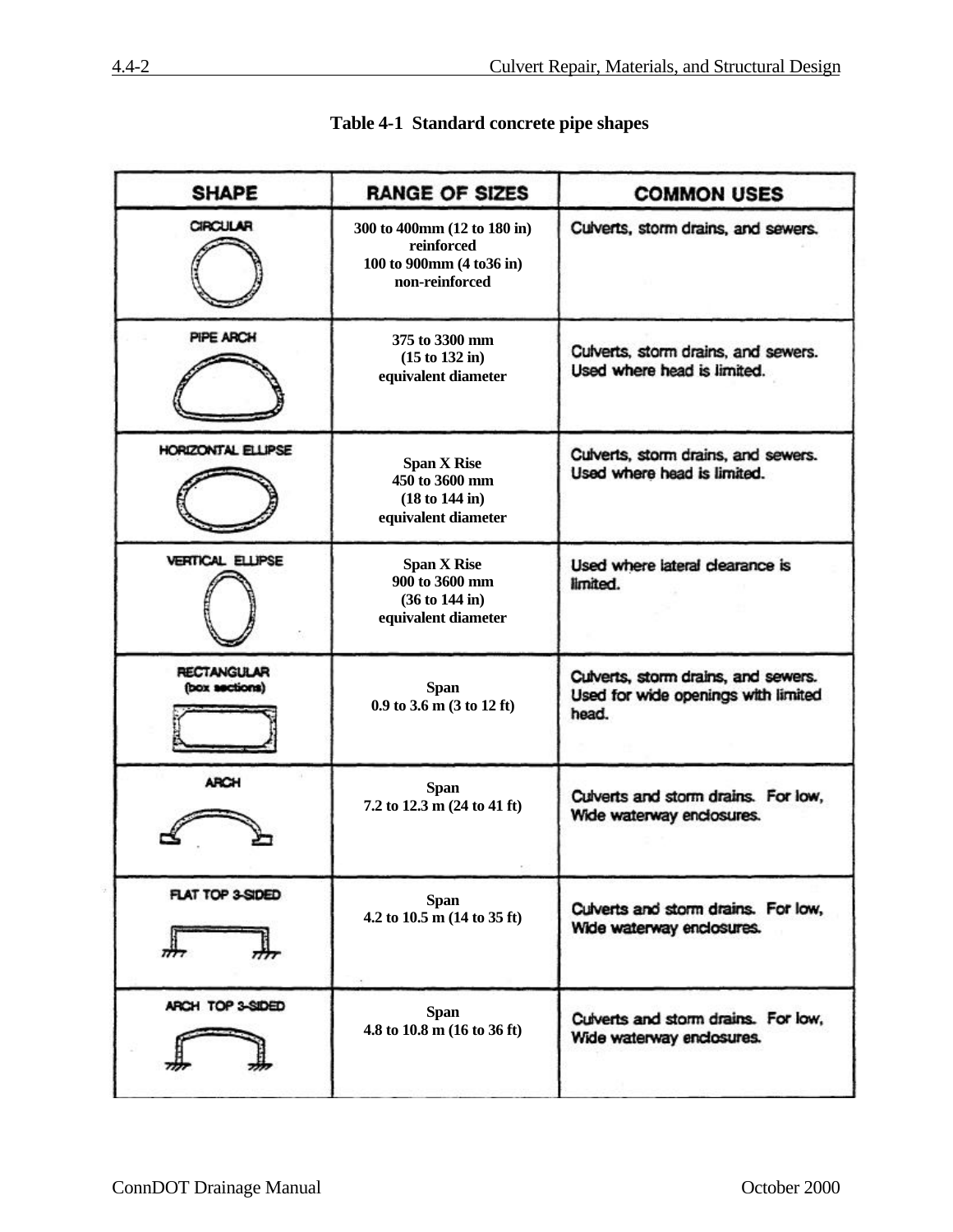**Table 4-1 Standard concrete pipe shapes**

| SHAPE | RANGE OF SIZES | COMMON USES |
|---|---|---|
| CIRCULAR | 300 to 400mm (12 to 180 in) reinforced<br>100 to 900mm (4 to36 in) non-reinforced | Culverts, storm drains, and sewers. |
| PIPE ARCH | 375 to 3300 mm (15 to 132 in) equivalent diameter | Culverts, storm drains, and sewers. Used where head is limited. |
| HORIZONTAL ELLIPSE | Span X Rise 450 to 3600 mm (18 to 144 in) equivalent diameter | Culverts, storm drains, and sewers. Used where head is limited. |
| VERTICAL ELLIPSE | Span X Rise 900 to 3600 mm (36 to 144 in) equivalent diameter | Used where lateral clearance is limited. |
| RECTANGULAR (box sections) | Span 0.9 to 3.6 m (3 to 12 ft) | Culverts, storm drains, and sewers. Used for wide openings with limited head. |
| ARCH | Span 7.2 to 12.3 m (24 to 41 ft) | Culverts and storm drains. For low, Wide waterway enclosures. |
| FLAT TOP 3-SIDED | Span 4.2 to 10.5 m (14 to 35 ft) | Culverts and storm drains. For low, Wide waterway enclosures. |
| ARCH TOP 3-SIDED | Span 4.8 to 10.8 m (16 to 36 ft) | Culverts and storm drains. For low, Wide waterway enclosures. |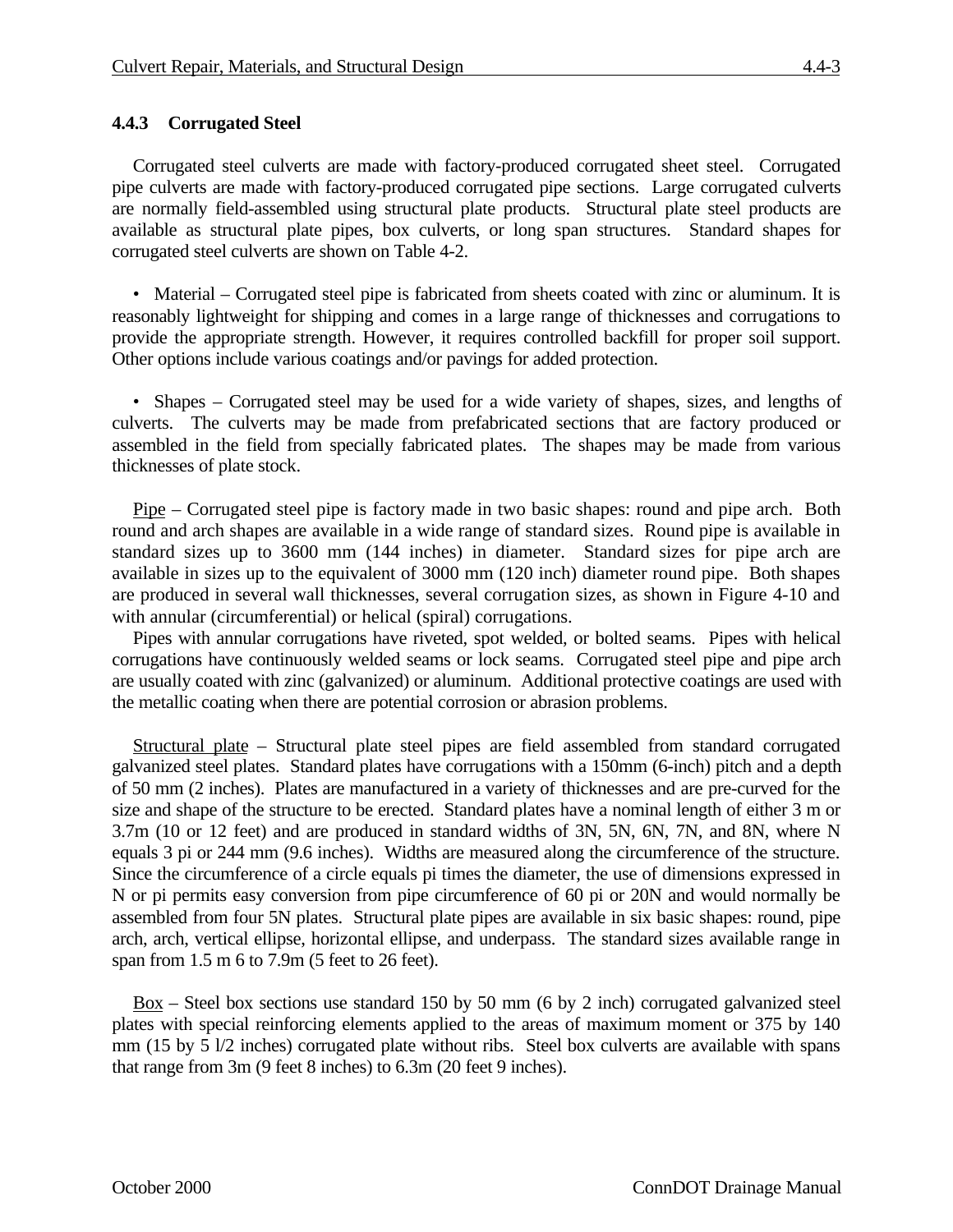### 4.4.3 Corrugated Steel

Corrugated steel culverts are made with factory-produced corrugated sheet steel. Corrugated pipe culverts are made with factory-produced corrugated pipe sections. Large corrugated culverts are normally field-assembled using structural plate products. Structural plate steel products are available as structural plate pipes, box culverts, or long span structures. Standard shapes for corrugated steel culverts are shown on Table 4-2.

- Material – Corrugated steel pipe is fabricated from sheets coated with zinc or aluminum. It is reasonably lightweight for shipping and comes in a large range of thicknesses and corrugations to provide the appropriate strength. However, it requires controlled backfill for proper soil support. Other options include various coatings and/or pavings for added protection.

- Shapes – Corrugated steel may be used for a wide variety of shapes, sizes, and lengths of culverts. The culverts may be made from prefabricated sections that are factory produced or assembled in the field from specially fabricated plates. The shapes may be made from various thicknesses of plate stock.

<u>Pipe</u> – Corrugated steel pipe is factory made in two basic shapes: round and pipe arch. Both round and arch shapes are available in a wide range of standard sizes. Round pipe is available in standard sizes up to 3600 mm (144 inches) in diameter. Standard sizes for pipe arch are available in sizes up to the equivalent of 3000 mm (120 inch) diameter round pipe. Both shapes are produced in several wall thicknesses, several corrugation sizes, as shown in Figure 4-10 and with annular (circumferential) or helical (spiral) corrugations.

Pipes with annular corrugations have riveted, spot welded, or bolted seams. Pipes with helical corrugations have continuously welded seams or lock seams. Corrugated steel pipe and pipe arch are usually coated with zinc (galvanized) or aluminum. Additional protective coatings are used with the metallic coating when there are potential corrosion or abrasion problems.

<u>Structural plate</u> – Structural plate steel pipes are field assembled from standard corrugated galvanized steel plates. Standard plates have corrugations with a 150mm (6-inch) pitch and a depth of 50 mm (2 inches). Plates are manufactured in a variety of thicknesses and are pre-curved for the size and shape of the structure to be erected. Standard plates have a nominal length of either 3 m or 3.7m (10 or 12 feet) and are produced in standard widths of 3N, 5N, 6N, 7N, and 8N, where N equals 3 pi or 244 mm (9.6 inches). Widths are measured along the circumference of the structure. Since the circumference of a circle equals pi times the diameter, the use of dimensions expressed in N or pi permits easy conversion from pipe circumference of 60 pi or 20N and would normally be assembled from four 5N plates. Structural plate pipes are available in six basic shapes: round, pipe arch, arch, vertical ellipse, horizontal ellipse, and underpass. The standard sizes available range in span from 1.5 m 6 to 7.9m (5 feet to 26 feet).

<u>Box</u> – Steel box sections use standard 150 by 50 mm (6 by 2 inch) corrugated galvanized steel plates with special reinforcing elements applied to the areas of maximum moment or 375 by 140 mm (15 by 5 l/2 inches) corrugated plate without ribs. Steel box culverts are available with spans that range from 3m (9 feet 8 inches) to 6.3m (20 feet 9 inches).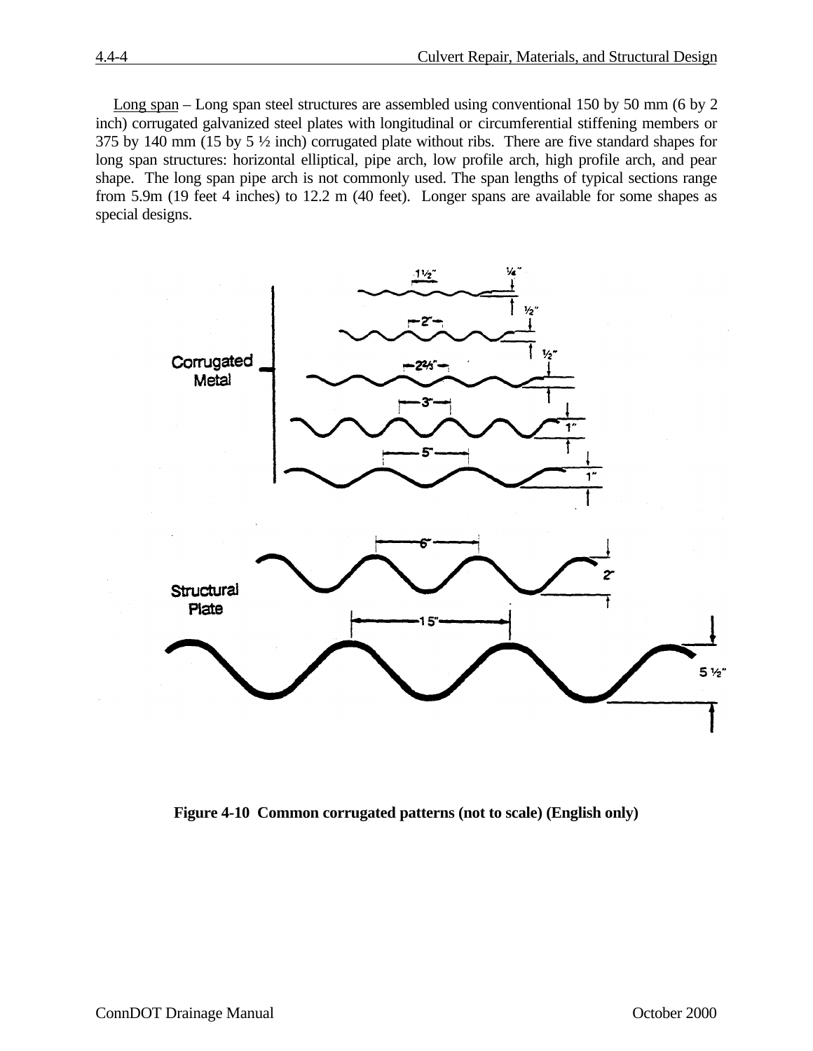Long span – Long span steel structures are assembled using conventional 150 by 50 mm (6 by 2 inch) corrugated galvanized steel plates with longitudinal or circumferential stiffening members or 375 by 140 mm (15 by 5 ½ inch) corrugated plate without ribs. There are five standard shapes for long span structures: horizontal elliptical, pipe arch, low profile arch, high profile arch, and pear shape. The long span pipe arch is not commonly used. The span lengths of typical sections range from 5.9m (19 feet 4 inches) to 12.2 m (40 feet). Longer spans are available for some shapes as special designs.

**Figure 4-10 Common corrugated patterns (not to scale) (English only)**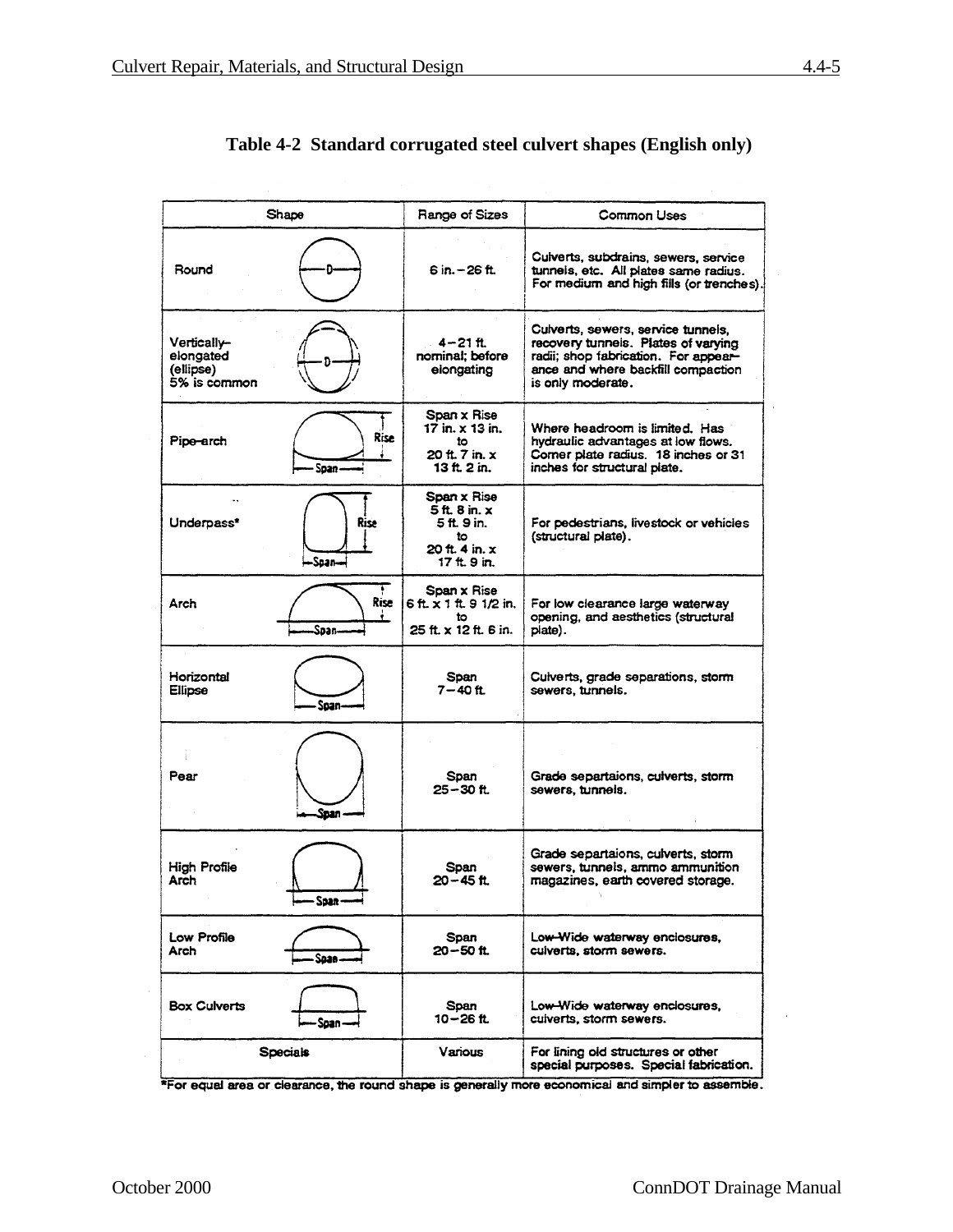**Table 4-2 Standard corrugated steel culvert shapes (English only)**

| Shape | Range of Sizes | Common Uses |
|---|---|---|
| Round | 6 in. – 26 ft. | Culverts, subdrains, sewers, service tunnels, etc. All plates same radius. For medium and high fills (or trenches). |
| Vertically-elongated (ellipse) 5% is common | 4 – 21 ft. nominal; before elongating | Culverts, sewers, service tunnels, recovery tunnels. Plates of varying radii; shop fabrication. For appearance and where backfill compaction is only moderate. |
| Pipe-arch | Span x Rise 17 in. x 13 in. to 20 ft. 7 in. x 13 ft. 2 in. | Where headroom is limited. Has hydraulic advantages at low flows. Corner plate radius. 18 inches or 31 inches for structural plate. |
| Underpass* | Span x Rise 5 ft. 8 in. x 5 ft. 9 in. to 20 ft. 4 in. x 17 ft. 9 in. | For pedestrians, livestock or vehicles (structural plate). |
| Arch | Span x Rise 6 ft. x 1 ft. 9 1/2 in. to 25 ft. x 12 ft. 6 in. | For low clearance large waterway opening, and aesthetics (structural plate). |
| Horizontal Ellipse | Span 7 – 40 ft. | Culverts, grade separations, storm sewers, tunnels. |
| Pear | Span 25 – 30 ft. | Grade separtaions, culverts, storm sewers, tunnels. |
| High Profile Arch | Span 20 – 45 ft. | Grade separtaions, culverts, storm sewers, tunnels, ammo ammunition magazines, earth covered storage. |
| Low Profile Arch | Span 20 – 50 ft. | Low-Wide waterway enclosures, culverts, storm sewers. |
| Box Culverts | Span 10 – 26 ft. | Low-Wide waterway enclosures, culverts, storm sewers. |
| Specials | Various | For lining old structures or other special purposes. Special fabrication. |

*For equal area or clearance, the round shape is generally more economical and simpler to assemble.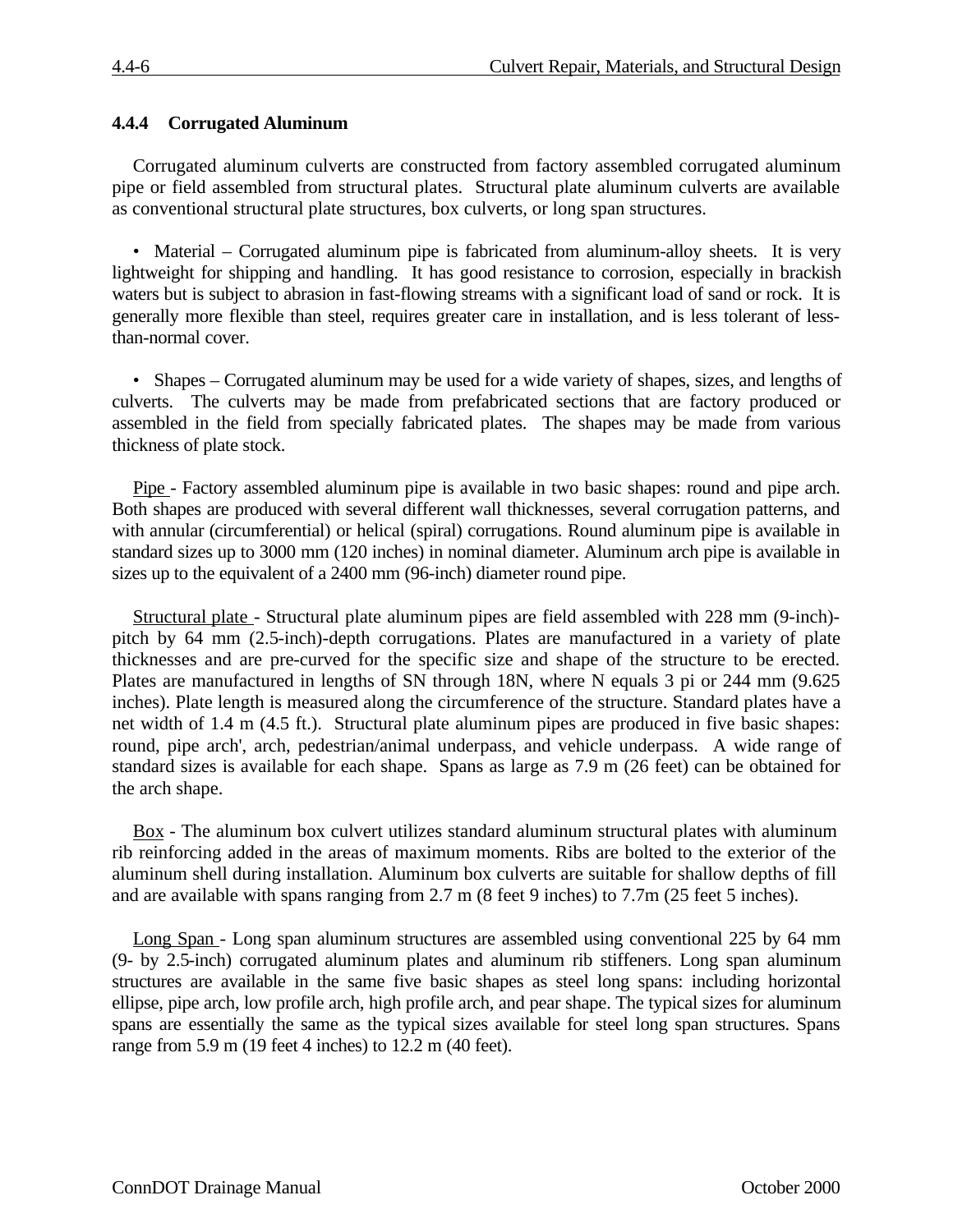### 4.4.4 Corrugated Aluminum

Corrugated aluminum culverts are constructed from factory assembled corrugated aluminum pipe or field assembled from structural plates. Structural plate aluminum culverts are available as conventional structural plate structures, box culverts, or long span structures.

- Material – Corrugated aluminum pipe is fabricated from aluminum-alloy sheets. It is very lightweight for shipping and handling. It has good resistance to corrosion, especially in brackish waters but is subject to abrasion in fast-flowing streams with a significant load of sand or rock. It is generally more flexible than steel, requires greater care in installation, and is less tolerant of less-than-normal cover.

- Shapes – Corrugated aluminum may be used for a wide variety of shapes, sizes, and lengths of culverts. The culverts may be made from prefabricated sections that are factory produced or assembled in the field from specially fabricated plates. The shapes may be made from various thickness of plate stock.

<u>Pipe</u> - Factory assembled aluminum pipe is available in two basic shapes: round and pipe arch. Both shapes are produced with several different wall thicknesses, several corrugation patterns, and with annular (circumferential) or helical (spiral) corrugations. Round aluminum pipe is available in standard sizes up to 3000 mm (120 inches) in nominal diameter. Aluminum arch pipe is available in sizes up to the equivalent of a 2400 mm (96-inch) diameter round pipe.

<u>Structural plate</u> - Structural plate aluminum pipes are field assembled with 228 mm (9-inch)-pitch by 64 mm (2.5-inch)-depth corrugations. Plates are manufactured in a variety of plate thicknesses and are pre-curved for the specific size and shape of the structure to be erected. Plates are manufactured in lengths of SN through 18N, where N equals 3 pi or 244 mm (9.625 inches). Plate length is measured along the circumference of the structure. Standard plates have a net width of 1.4 m (4.5 ft.). Structural plate aluminum pipes are produced in five basic shapes: round, pipe arch', arch, pedestrian/animal underpass, and vehicle underpass. A wide range of standard sizes is available for each shape. Spans as large as 7.9 m (26 feet) can be obtained for the arch shape.

<u>Box</u> - The aluminum box culvert utilizes standard aluminum structural plates with aluminum rib reinforcing added in the areas of maximum moments. Ribs are bolted to the exterior of the aluminum shell during installation. Aluminum box culverts are suitable for shallow depths of fill and are available with spans ranging from 2.7 m (8 feet 9 inches) to 7.7m (25 feet 5 inches).

<u>Long Span</u> - Long span aluminum structures are assembled using conventional 225 by 64 mm (9- by 2.5-inch) corrugated aluminum plates and aluminum rib stiffeners. Long span aluminum structures are available in the same five basic shapes as steel long spans: including horizontal ellipse, pipe arch, low profile arch, high profile arch, and pear shape. The typical sizes for aluminum spans are essentially the same as the typical sizes available for steel long span structures. Spans range from 5.9 m (19 feet 4 inches) to 12.2 m (40 feet).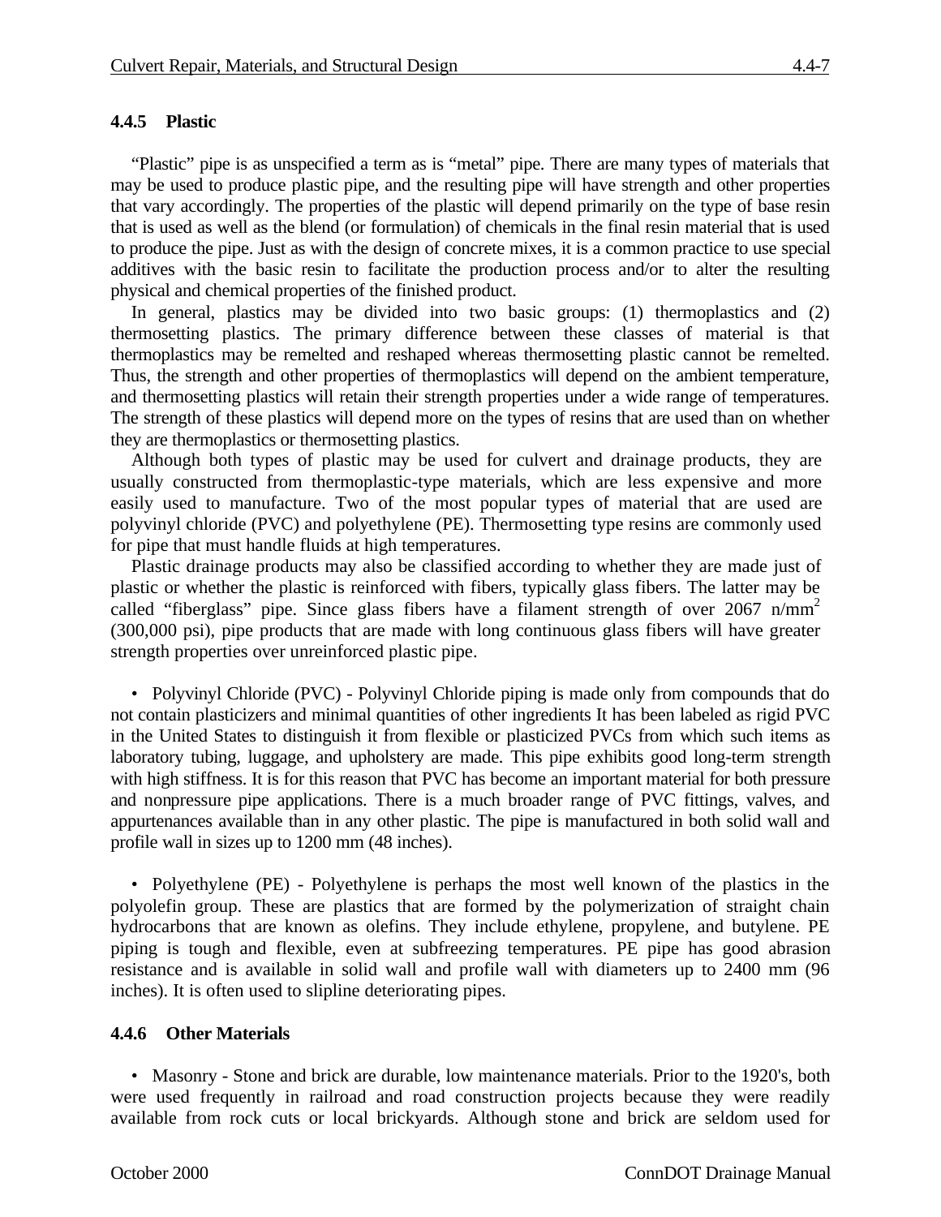### 4.4.5 Plastic

"Plastic" pipe is as unspecified a term as is "metal" pipe. There are many types of materials that may be used to produce plastic pipe, and the resulting pipe will have strength and other properties that vary accordingly. The properties of the plastic will depend primarily on the type of base resin that is used as well as the blend (or formulation) of chemicals in the final resin material that is used to produce the pipe. Just as with the design of concrete mixes, it is a common practice to use special additives with the basic resin to facilitate the production process and/or to alter the resulting physical and chemical properties of the finished product.

In general, plastics may be divided into two basic groups: (1) thermoplastics and (2) thermosetting plastics. The primary difference between these classes of material is that thermoplastics may be remelted and reshaped whereas thermosetting plastic cannot be remelted. Thus, the strength and other properties of thermoplastics will depend on the ambient temperature, and thermosetting plastics will retain their strength properties under a wide range of temperatures. The strength of these plastics will depend more on the types of resins that are used than on whether they are thermoplastics or thermosetting plastics.

Although both types of plastic may be used for culvert and drainage products, they are usually constructed from thermoplastic-type materials, which are less expensive and more easily used to manufacture. Two of the most popular types of material that are used are polyvinyl chloride (PVC) and polyethylene (PE). Thermosetting type resins are commonly used for pipe that must handle fluids at high temperatures.

Plastic drainage products may also be classified according to whether they are made just of plastic or whether the plastic is reinforced with fibers, typically glass fibers. The latter may be called "fiberglass" pipe. Since glass fibers have a filament strength of over 2067 n/mm$^2$ (300,000 psi), pipe products that are made with long continuous glass fibers will have greater strength properties over unreinforced plastic pipe.

- Polyvinyl Chloride (PVC) - Polyvinyl Chloride piping is made only from compounds that do not contain plasticizers and minimal quantities of other ingredients It has been labeled as rigid PVC in the United States to distinguish it from flexible or plasticized PVCs from which such items as laboratory tubing, luggage, and upholstery are made. This pipe exhibits good long-term strength with high stiffness. It is for this reason that PVC has become an important material for both pressure and nonpressure pipe applications. There is a much broader range of PVC fittings, valves, and appurtenances available than in any other plastic. The pipe is manufactured in both solid wall and profile wall in sizes up to 1200 mm (48 inches).

- Polyethylene (PE) - Polyethylene is perhaps the most well known of the plastics in the polyolefin group. These are plastics that are formed by the polymerization of straight chain hydrocarbons that are known as olefins. They include ethylene, propylene, and butylene. PE piping is tough and flexible, even at subfreezing temperatures. PE pipe has good abrasion resistance and is available in solid wall and profile wall with diameters up to 2400 mm (96 inches). It is often used to slipline deteriorating pipes.

### 4.4.6 Other Materials

- Masonry - Stone and brick are durable, low maintenance materials. Prior to the 1920's, both were used frequently in railroad and road construction projects because they were readily available from rock cuts or local brickyards. Although stone and brick are seldom used for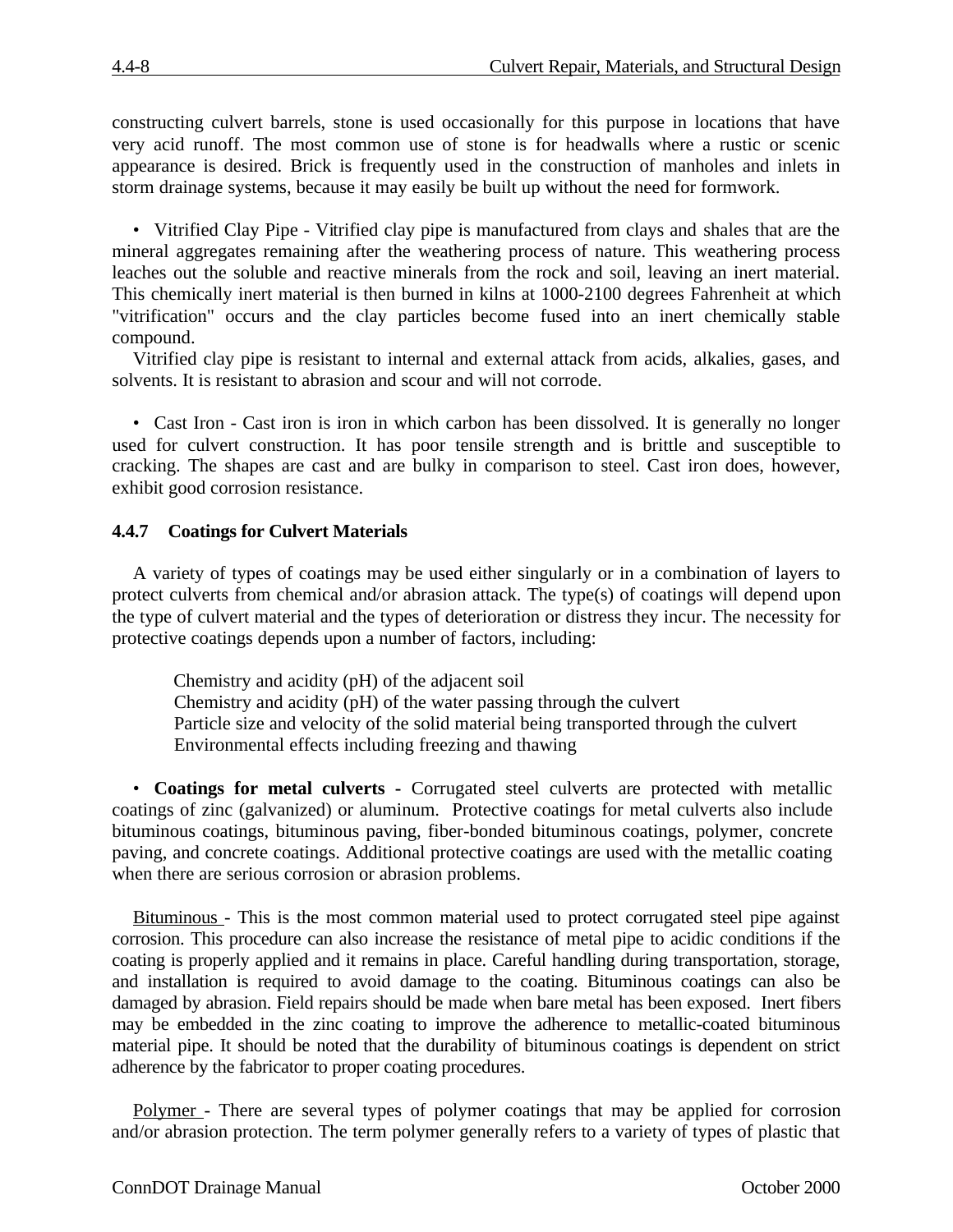constructing culvert barrels, stone is used occasionally for this purpose in locations that have very acid runoff. The most common use of stone is for headwalls where a rustic or scenic appearance is desired. Brick is frequently used in the construction of manholes and inlets in storm drainage systems, because it may easily be built up without the need for formwork.

- Vitrified Clay Pipe - Vitrified clay pipe is manufactured from clays and shales that are the mineral aggregates remaining after the weathering process of nature. This weathering process leaches out the soluble and reactive minerals from the rock and soil, leaving an inert material. This chemically inert material is then burned in kilns at 1000-2100 degrees Fahrenheit at which "vitrification" occurs and the clay particles become fused into an inert chemically stable compound.

Vitrified clay pipe is resistant to internal and external attack from acids, alkalies, gases, and solvents. It is resistant to abrasion and scour and will not corrode.

- Cast Iron - Cast iron is iron in which carbon has been dissolved. It is generally no longer used for culvert construction. It has poor tensile strength and is brittle and susceptible to cracking. The shapes are cast and are bulky in comparison to steel. Cast iron does, however, exhibit good corrosion resistance.

### 4.4.7 Coatings for Culvert Materials

A variety of types of coatings may be used either singularly or in a combination of layers to protect culverts from chemical and/or abrasion attack. The type(s) of coatings will depend upon the type of culvert material and the types of deterioration or distress they incur. The necessity for protective coatings depends upon a number of factors, including:

Chemistry and acidity (pH) of the adjacent soil
Chemistry and acidity (pH) of the water passing through the culvert
Particle size and velocity of the solid material being transported through the culvert
Environmental effects including freezing and thawing

- **Coatings for metal culverts** - Corrugated steel culverts are protected with metallic coatings of zinc (galvanized) or aluminum. Protective coatings for metal culverts also include bituminous coatings, bituminous paving, fiber-bonded bituminous coatings, polymer, concrete paving, and concrete coatings. Additional protective coatings are used with the metallic coating when there are serious corrosion or abrasion problems.

<u>Bituminous</u> - This is the most common material used to protect corrugated steel pipe against corrosion. This procedure can also increase the resistance of metal pipe to acidic conditions if the coating is properly applied and it remains in place. Careful handling during transportation, storage, and installation is required to avoid damage to the coating. Bituminous coatings can also be damaged by abrasion. Field repairs should be made when bare metal has been exposed. Inert fibers may be embedded in the zinc coating to improve the adherence to metallic-coated bituminous material pipe. It should be noted that the durability of bituminous coatings is dependent on strict adherence by the fabricator to proper coating procedures.

<u>Polymer</u> - There are several types of polymer coatings that may be applied for corrosion and/or abrasion protection. The term polymer generally refers to a variety of types of plastic that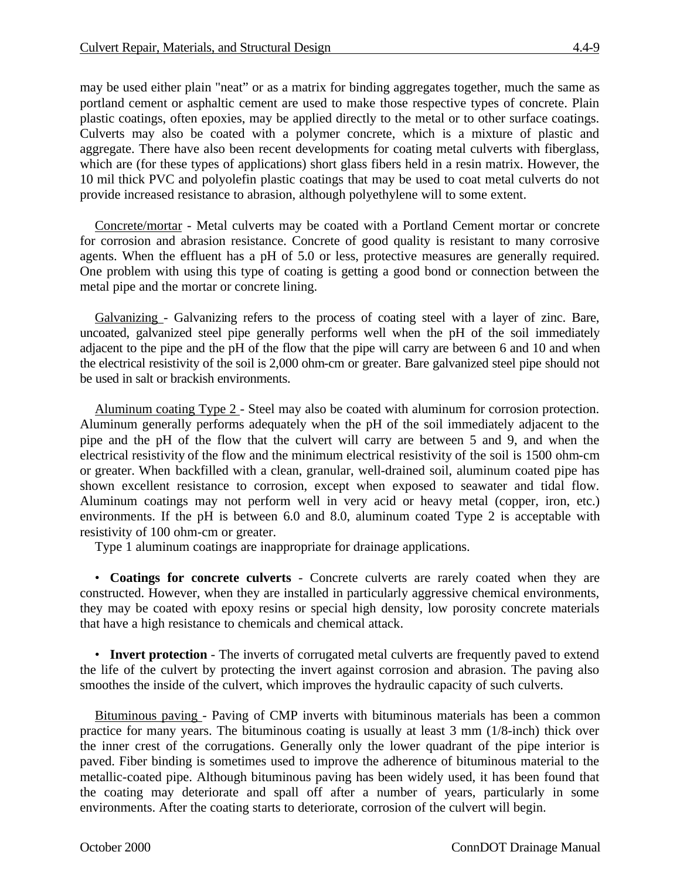may be used either plain "neat" or as a matrix for binding aggregates together, much the same as portland cement or asphaltic cement are used to make those respective types of concrete. Plain plastic coatings, often epoxies, may be applied directly to the metal or to other surface coatings. Culverts may also be coated with a polymer concrete, which is a mixture of plastic and aggregate. There have also been recent developments for coating metal culverts with fiberglass, which are (for these types of applications) short glass fibers held in a resin matrix. However, the 10 mil thick PVC and polyolefin plastic coatings that may be used to coat metal culverts do not provide increased resistance to abrasion, although polyethylene will to some extent.

<u>Concrete/mortar</u> - Metal culverts may be coated with a Portland Cement mortar or concrete for corrosion and abrasion resistance. Concrete of good quality is resistant to many corrosive agents. When the effluent has a pH of 5.0 or less, protective measures are generally required. One problem with using this type of coating is getting a good bond or connection between the metal pipe and the mortar or concrete lining.

<u>Galvanizing</u> - Galvanizing refers to the process of coating steel with a layer of zinc. Bare, uncoated, galvanized steel pipe generally performs well when the pH of the soil immediately adjacent to the pipe and the pH of the flow that the pipe will carry are between 6 and 10 and when the electrical resistivity of the soil is 2,000 ohm-cm or greater. Bare galvanized steel pipe should not be used in salt or brackish environments.

<u>Aluminum coating Type 2</u> - Steel may also be coated with aluminum for corrosion protection. Aluminum generally performs adequately when the pH of the soil immediately adjacent to the pipe and the pH of the flow that the culvert will carry are between 5 and 9, and when the electrical resistivity of the flow and the minimum electrical resistivity of the soil is 1500 ohm-cm or greater. When backfilled with a clean, granular, well-drained soil, aluminum coated pipe has shown excellent resistance to corrosion, except when exposed to seawater and tidal flow. Aluminum coatings may not perform well in very acid or heavy metal (copper, iron, etc.) environments. If the pH is between 6.0 and 8.0, aluminum coated Type 2 is acceptable with resistivity of 100 ohm-cm or greater.

Type 1 aluminum coatings are inappropriate for drainage applications.

- **Coatings for concrete culverts** - Concrete culverts are rarely coated when they are constructed. However, when they are installed in particularly aggressive chemical environments, they may be coated with epoxy resins or special high density, low porosity concrete materials that have a high resistance to chemicals and chemical attack.

- **Invert protection** - The inverts of corrugated metal culverts are frequently paved to extend the life of the culvert by protecting the invert against corrosion and abrasion. The paving also smoothes the inside of the culvert, which improves the hydraulic capacity of such culverts.

<u>Bituminous paving</u> - Paving of CMP inverts with bituminous materials has been a common practice for many years. The bituminous coating is usually at least 3 mm (1/8-inch) thick over the inner crest of the corrugations. Generally only the lower quadrant of the pipe interior is paved. Fiber binding is sometimes used to improve the adherence of bituminous material to the metallic-coated pipe. Although bituminous paving has been widely used, it has been found that the coating may deteriorate and spall off after a number of years, particularly in some environments. After the coating starts to deteriorate, corrosion of the culvert will begin.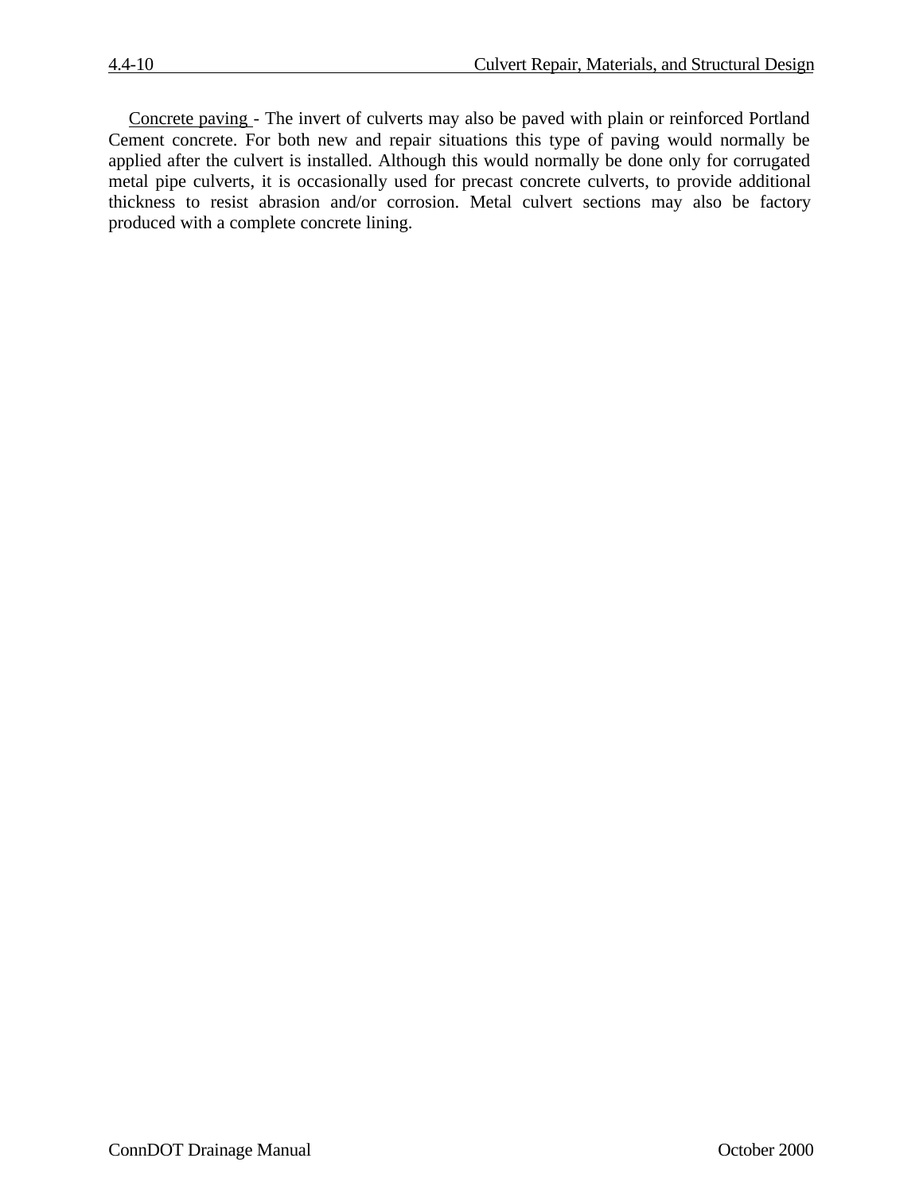Concrete paving - The invert of culverts may also be paved with plain or reinforced Portland Cement concrete. For both new and repair situations this type of paving would normally be applied after the culvert is installed. Although this would normally be done only for corrugated metal pipe culverts, it is occasionally used for precast concrete culverts, to provide additional thickness to resist abrasion and/or corrosion. Metal culvert sections may also be factory produced with a complete concrete lining.